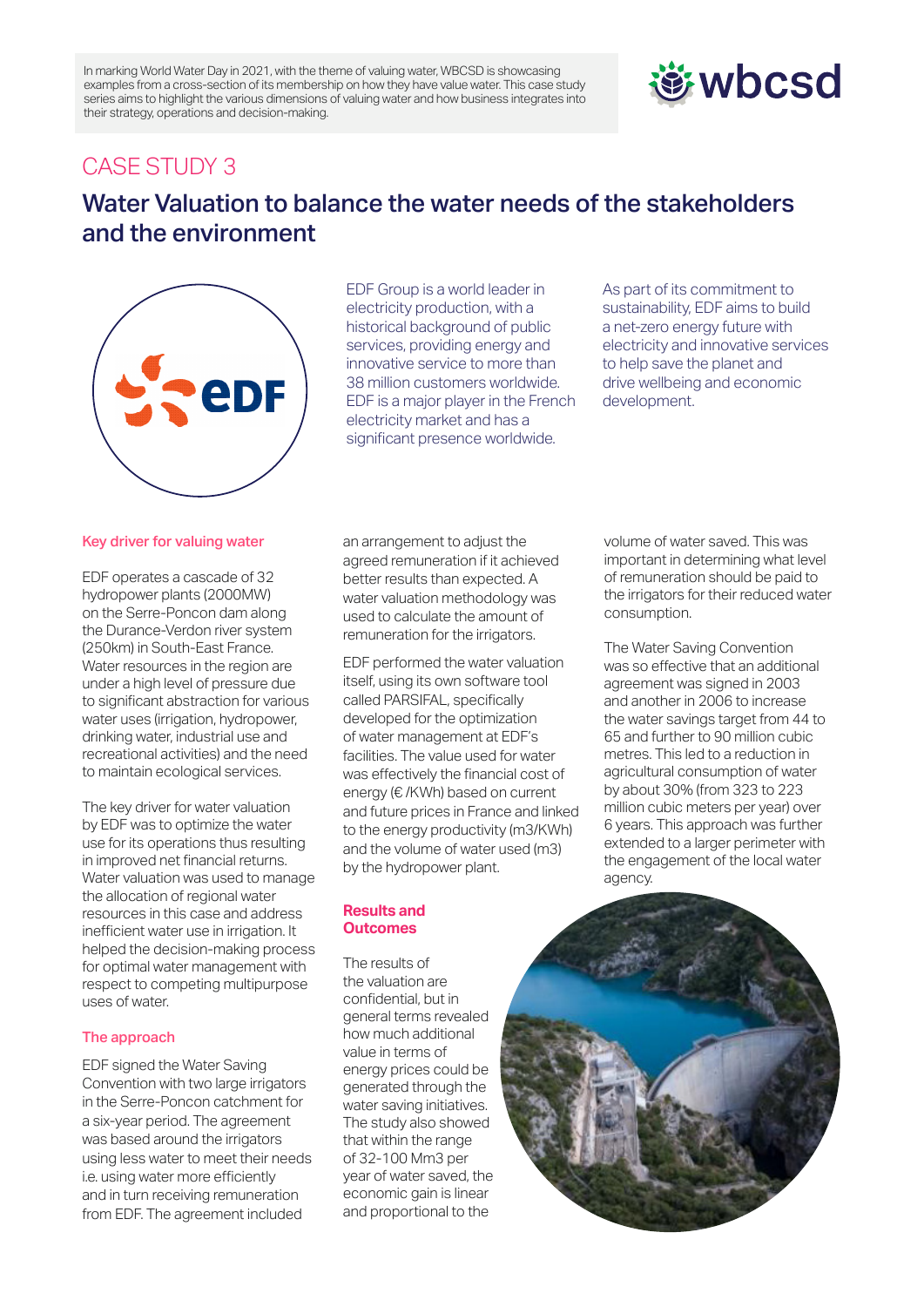In marking World Water Day in 2021, with the theme of valuing water, WBCSD is showcasing examples from a cross-section of its membership on how they have value water. This case study series aims to highlight the various dimensions of valuing water and how business integrates into their strategy, operations and decision-making.

## CASE STUDY 3

# Water Valuation to balance the water needs of the stakeholders and the environment

EDF Group is a world leader in electricity production, with a historical background of public services, providing energy and innovative service to more than 38 million customers worldwide. EDF is a major player in the French electricity market and has a significant presence worldwide.

As part of its commitment to sustainability, EDF aims to build a net-zero energy future with electricity and innovative services to help save the planet and drive wellbeing and economic development.

### Key driver for valuing water

EDF operates a cascade of 32 hydropower plants (2000MW) on the Serre-Poncon dam along the Durance-Verdon river system (250km) in South-East France. Water resources in the region are under a high level of pressure due to significant abstraction for various water uses (irrigation, hydropower, drinking water, industrial use and recreational activities) and the need to maintain ecological services.

The key driver for water valuation by EDF was to optimize the water use for its operations thus resulting in improved net financial returns. Water valuation was used to manage the allocation of regional water resources in this case and address inefficient water use in irrigation. It helped the decision-making process for optimal water management with respect to competing multipurpose uses of water.

### The approach

EDF signed the Water Saving Convention with two large irrigators in the Serre-Poncon catchment for a six-year period. The agreement was based around the irrigators using less water to meet their needs i.e. using water more efficiently and in turn receiving remuneration from EDF. The agreement included an arrangement to adjust the agreed remuneration if it achieved better results than expected. A water valuation methodology was used to calculate the amount of remuneration for the irrigators.

EDF performed the water valuation itself, using its own software tool called PARSIFAL, specifically developed for the optimization of water management at EDF's facilities. The value used for water was effectively the financial cost of energy (€ /KWh) based on current and future prices in France and linked to the energy productivity (m3/KWh) and the volume of water used (m3) by the hydropower plant.

### Results and Outcomes

The results of the valuation are confidential, but in general terms revealed how much additional value in terms of energy prices could be generated through the water saving initiatives. The study also showed that within the range of 32-100 Mm3 per year of water saved, the economic gain is linear and proportional to the volume of water saved. This was important in determining what level of remuneration should be paid to the irrigators for their reduced water consumption.

The Water Saving Convention was so effective that an additional agreement was signed in 2003 and another in 2006 to increase the water savings target from 44 to 65 and further to 90 million cubic metres. This led to a reduction in agricultural consumption of water by about 30% (from 323 to 223 million cubic meters per year) over 6 years. This approach was further extended to a larger perimeter with the engagement of the local water agency.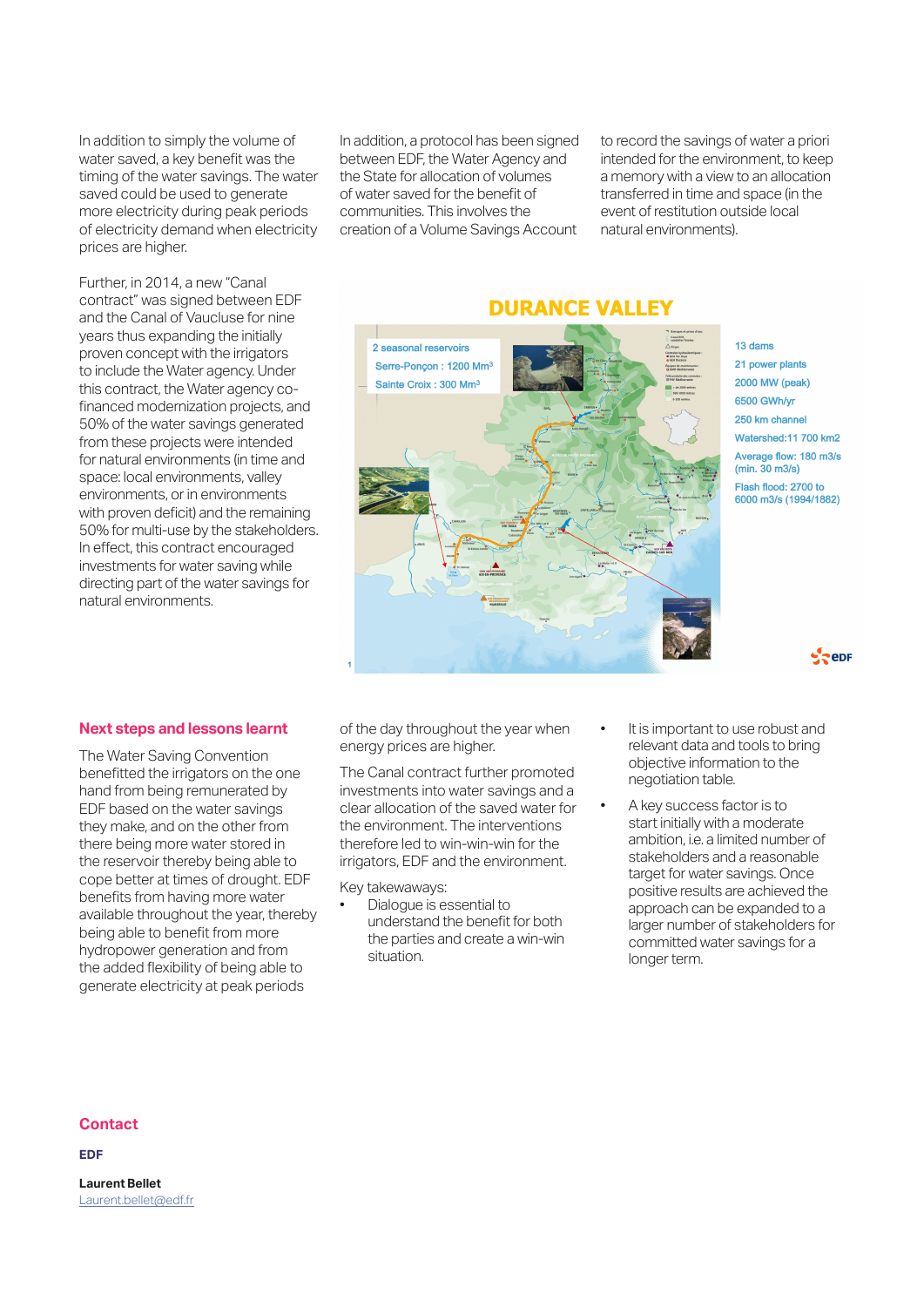In addition to simply the volume of water saved, a key benefit was the timing of the water savings. The water saved could be used to generate more electricity during peak periods of electricity demand when electricity prices are higher.

Further, in 2014, a new "Canal contract" was signed between EDF and the Canal of Vaucluse for nine years thus expanding the initially proven concept with the irrigators to include the Water agency. Under this contract, the Water agency co-financed modernization projects, and 50% of the water savings generated from these projects were intended for natural environments (in time and space: local environments, valley environments, or in environments with proven deficit) and the remaining 50% for multi-use by the stakeholders. In effect, this contract encouraged investments for water saving while directing part of the water savings for natural environments.

In addition, a protocol has been signed between EDF, the Water Agency and the State for allocation of volumes of water saved for the benefit of communities. This involves the creation of a Volume Savings Account to record the savings of water a priori intended for the environment, to keep a memory with a view to an allocation transferred in time and space (in the event of restitution outside local natural environments).

DURANCE VALLEY

2 seasonal reservoirs
Serre-Ponçon : 1200 $Mm^3$
Sainte Croix : 300 $Mm^3$

13 dams
21 power plants
2000 MW (peak)
6500 GWh/yr
250 km channel
Watershed:11 700 km2
Average flow: 180 m3/s (min. 30 m3/s)
Flash flood: 2700 to 6000 m3/s (1994/1882)

## Next steps and lessons learnt

The Water Saving Convention benefitted the irrigators on the one hand from being remunerated by EDF based on the water savings they make, and on the other from there being more water stored in the reservoir thereby being able to cope better at times of drought. EDF benefits from having more water available throughout the year, thereby being able to benefit from more hydropower generation and from the added flexibility of being able to generate electricity at peak periods of the day throughout the year when energy prices are higher.

The Canal contract further promoted investments into water savings and a clear allocation of the saved water for the environment. The interventions therefore led to win-win-win for the irrigators, EDF and the environment.

Key takeaways:

- Dialogue is essential to understand the benefit for both the parties and create a win-win situation.
- It is important to use robust and relevant data and tools to bring objective information to the negotiation table.
- A key success factor is to start initially with a moderate ambition, i.e. a limited number of stakeholders and a reasonable target for water savings. Once positive results are achieved the approach can be expanded to a larger number of stakeholders for committed water savings for a longer term.

## Contact

**EDF**

**Laurent Bellet**
Laurent.bellet@edf.fr